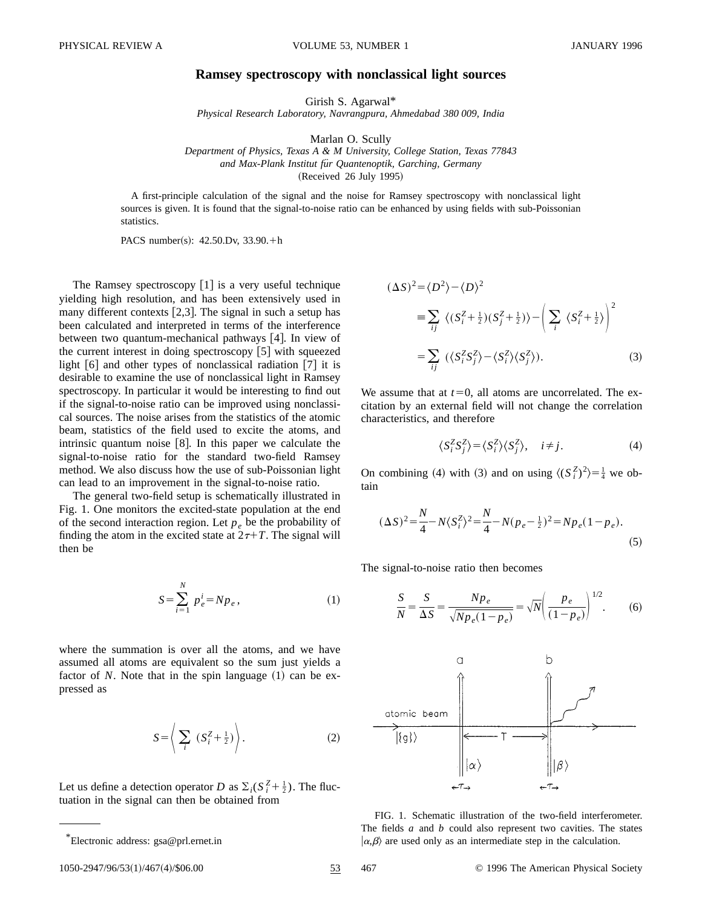# Ramsey spectroscopy with nonclassical light sources

Girish S. Agarwal*

*Physical Research Laboratory, Navrangpura, Ahmedabad 380 009, India*

Marlan O. Scully

*Department of Physics, Texas A & M University, College Station, Texas 77843*
*and Max-Plank Institut für Quantenoptik, Garching, Germany*

(Received 26 July 1995)

A first-principle calculation of the signal and the noise for Ramsey spectroscopy with nonclassical light sources is given. It is found that the signal-to-noise ratio can be enhanced by using fields with sub-Poissonian statistics.

PACS number(s): 42.50.Dv, 33.90.+h

The Ramsey spectroscopy [1] is a very useful technique yielding high resolution, and has been extensively used in many different contexts [2,3]. The signal in such a setup has been calculated and interpreted in terms of the interference between two quantum-mechanical pathways [4]. In view of the current interest in doing spectroscopy [5] with squeezed light [6] and other types of nonclassical radiation [7] it is desirable to examine the use of nonclassical light in Ramsey spectroscopy. In particular it would be interesting to find out if the signal-to-noise ratio can be improved using nonclassical sources. The noise arises from the statistics of the atomic beam, statistics of the field used to excite the atoms, and intrinsic quantum noise [8]. In this paper we calculate the signal-to-noise ratio for the standard two-field Ramsey method. We also discuss how the use of sub-Poissonian light can lead to an improvement in the signal-to-noise ratio.

The general two-field setup is schematically illustrated in Fig. 1. One monitors the excited-state population at the end of the second interaction region. Let $p_e$ be the probability of finding the atom in the excited state at $2\tau+T$. The signal will then be

$$S=\sum_{i=1}^{N} p_e^i = Np_e, \tag{1}$$

where the summation is over all the atoms, and we have assumed all atoms are equivalent so the sum just yields a factor of $N$. Note that in the spin language (1) can be expressed as

$$S=\left\langle \sum_i \left(S_i^Z+\tfrac{1}{2}\right)\right\rangle. \tag{2}$$

Let us define a detection operator $D$ as $\Sigma_i(S_i^Z+\frac{1}{2})$. The fluctuation in the signal can then be obtained from

$$\begin{aligned}(\Delta S)^2 &= \langle D^2\rangle - \langle D\rangle^2 \\ &\equiv \sum_{ij} \langle (S_i^Z+\tfrac{1}{2})(S_j^Z+\tfrac{1}{2})\rangle - \left(\sum_i \langle S_i^Z+\tfrac{1}{2}\rangle\right)^2 \\ &= \sum_{ij} (\langle S_i^Z S_j^Z\rangle - \langle S_i^Z\rangle\langle S_j^Z\rangle).\end{aligned} \tag{3}$$

We assume that at $t=0$, all atoms are uncorrelated. The excitation by an external field will not change the correlation characteristics, and therefore

$$\langle S_i^Z S_j^Z\rangle = \langle S_i^Z\rangle\langle S_j^Z\rangle, \quad i\neq j. \tag{4}$$

On combining (4) with (3) and on using $\langle (S_i^Z)^2\rangle=\frac{1}{4}$ we obtain

$$(\Delta S)^2=\frac{N}{4}-N\langle S_i^Z\rangle^2=\frac{N}{4}-N(p_e-\tfrac{1}{2})^2=Np_e(1-p_e). \tag{5}$$

The signal-to-noise ratio then becomes

$$\frac{S}{N}=\frac{S}{\Delta S}=\frac{Np_e}{\sqrt{Np_e(1-p_e)}}=\sqrt{N}\left(\frac{p_e}{(1-p_e)}\right)^{1/2}. \tag{6}$$

FIG. 1. Schematic illustration of the two-field interferometer. The fields $a$ and $b$ could also represent two cavities. The states $|\alpha,\beta\rangle$ are used only as an intermediate step in the calculation.

*Electronic address: gsa@prl.ernet.in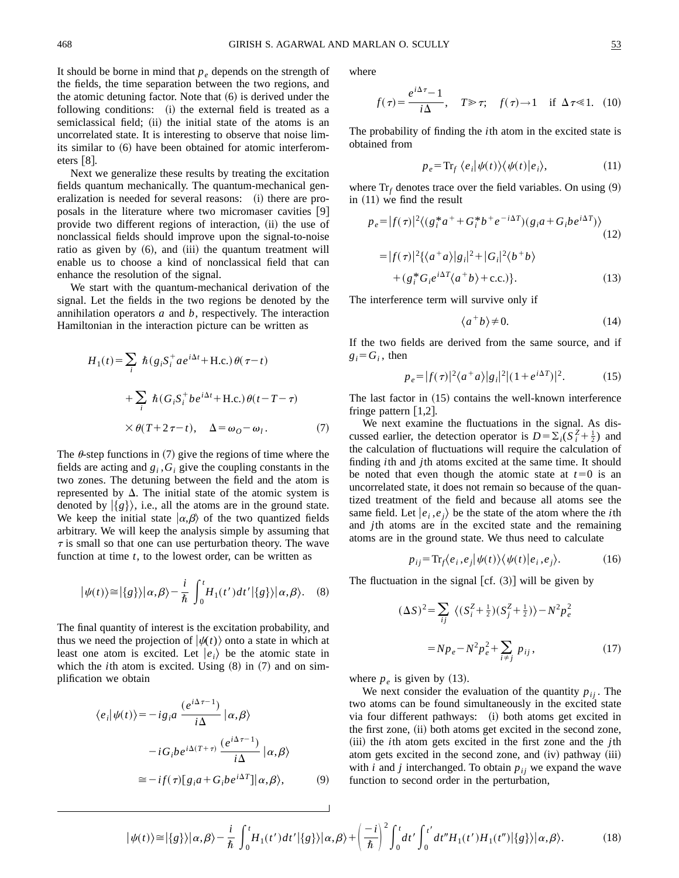It should be borne in mind that $p_e$ depends on the strength of the fields, the time separation between the two regions, and the atomic detuning factor. Note that (6) is derived under the following conditions: (i) the external field is treated as a semiclassical field; (ii) the initial state of the atoms is an uncorrelated state. It is interesting to observe that noise limits similar to (6) have been obtained for atomic interferometers [8].

Next we generalize these results by treating the excitation fields quantum mechanically. The quantum-mechanical generalization is needed for several reasons: (i) there are proposals in the literature where two micromaser cavities [9] provide two different regions of interaction, (ii) the use of nonclassical fields should improve upon the signal-to-noise ratio as given by (6), and (iii) the quantum treatment will enable us to choose a kind of nonclassical field that can enhance the resolution of the signal.

We start with the quantum-mechanical derivation of the signal. Let the fields in the two regions be denoted by the annihilation operators $a$ and $b$, respectively. The interaction Hamiltonian in the interaction picture can be written as

$$H_1(t)=\sum_i \hbar(g_i S_i^+ a e^{i\Delta t}+\text{H.c.})\theta(\tau-t)$$
$$+\sum_i \hbar(G_i S_i^+ b e^{i\Delta t}+\text{H.c.})\theta(t-T-\tau)$$
$$\times\theta(T+2\tau-t),\quad \Delta=\omega_O-\omega_l. \tag{7}$$

The $\theta$-step functions in (7) give the regions of time where the fields are acting and $g_i, G_i$ give the coupling constants in the two zones. The detuning between the field and the atom is represented by $\Delta$. The initial state of the atomic system is denoted by $|\{g\}\rangle$, i.e., all the atoms are in the ground state. We keep the initial state $|\alpha,\beta\rangle$ of the two quantized fields arbitrary. We will keep the analysis simple by assuming that $\tau$ is small so that one can use perturbation theory. The wave function at time $t$, to the lowest order, can be written as

$$|\psi(t)\rangle\cong|\{g\}\rangle|\alpha,\beta\rangle-\frac{i}{\hbar}\int_0^t H_1(t')dt'|\{g\}\rangle|\alpha,\beta\rangle. \tag{8}$$

The final quantity of interest is the excitation probability, and thus we need the projection of $|\psi(t)\rangle$ onto a state in which at least one atom is excited. Let $|e_i\rangle$ be the atomic state in which the $i$th atom is excited. Using (8) in (7) and on simplification we obtain

$$\langle e_i|\psi(t)\rangle=-ig_i a\,\frac{(e^{i\Delta\tau-1})}{i\Delta}\,|\alpha,\beta\rangle$$
$$-iG_i b e^{i\Delta(T+\tau)}\,\frac{(e^{i\Delta\tau-1})}{i\Delta}\,|\alpha,\beta\rangle$$
$$\cong -if(\tau)[g_i a+G_i b e^{i\Delta T}]|\alpha,\beta\rangle, \tag{9}$$

where

$$f(\tau)=\frac{e^{i\Delta\tau}-1}{i\Delta},\quad T\gg\tau;\quad f(\tau)\to 1\quad\text{if }\Delta\tau\ll 1. \tag{10}$$

The probability of finding the $i$th atom in the excited state is obtained from

$$p_e=\text{Tr}_f\,\langle e_i|\psi(t)\rangle\langle\psi(t)|e_i\rangle, \tag{11}$$

where $\text{Tr}_f$ denotes trace over the field variables. On using (9) in (11) we find the result

$$p_e=|f(\tau)|^2\langle(g_i^* a^+ + G_i^* b^+ e^{-i\Delta T})(g_i a+G_i b e^{i\Delta T})\rangle \tag{12}$$

$$=|f(\tau)|^2\{\langle a^+a\rangle|g_i|^2+|G_i|^2\langle b^+b\rangle$$
$$+(g_i^* G_i e^{i\Delta T}\langle a^+b\rangle+\text{c.c.})\}. \tag{13}$$

The interference term will survive only if

$$\langle a^+b\rangle\neq 0. \tag{14}$$

If the two fields are derived from the same source, and if $g_i=G_i$, then

$$p_e=|f(\tau)|^2\langle a^+a\rangle|g_i|^2|(1+e^{i\Delta T})|^2. \tag{15}$$

The last factor in (15) contains the well-known interference fringe pattern [1,2].

We next examine the fluctuations in the signal. As discussed earlier, the detection operator is $D=\Sigma_i(S_i^Z+\frac{1}{2})$ and the calculation of fluctuations will require the calculation of finding $i$th and $j$th atoms excited at the same time. It should be noted that even though the atomic state at $t=0$ is an uncorrelated state, it does not remain so because of the quantized treatment of the field and because all atoms see the same field. Let $|e_i,e_j\rangle$ be the state of the atom where the $i$th and $j$th atoms are in the excited state and the remaining atoms are in the ground state. We thus need to calculate

$$p_{ij}=\text{Tr}_f\langle e_i,e_j|\psi(t)\rangle\langle\psi(t)|e_i,e_j\rangle. \tag{16}$$

The fluctuation in the signal [cf. (3)] will be given by

$$(\Delta S)^2=\sum_{ij}\langle(S_i^Z+\tfrac{1}{2})(S_j^Z+\tfrac{1}{2})\rangle-N^2p_e^2$$
$$=Np_e-N^2p_e^2+\sum_{i\neq j}p_{ij}, \tag{17}$$

where $p_e$ is given by (13).

We next consider the evaluation of the quantity $p_{ij}$. The two atoms can be found simultaneously in the excited state via four different pathways: (i) both atoms get excited in the first zone, (ii) both atoms get excited in the second zone, (iii) the $i$th atom gets excited in the first zone and the $j$th atom gets excited in the second zone, and (iv) pathway (iii) with $i$ and $j$ interchanged. To obtain $p_{ij}$ we expand the wave function to second order in the perturbation,

$$|\psi(t)\rangle\cong|\{g\}\rangle|\alpha,\beta\rangle-\frac{i}{\hbar}\int_0^t H_1(t')dt'|\{g\}\rangle|\alpha,\beta\rangle+\left(\frac{-i}{\hbar}\right)^2\int_0^t dt'\int_0^{t'}dt''H_1(t')H_1(t'')|\{g\}\rangle|\alpha,\beta\rangle. \tag{18}$$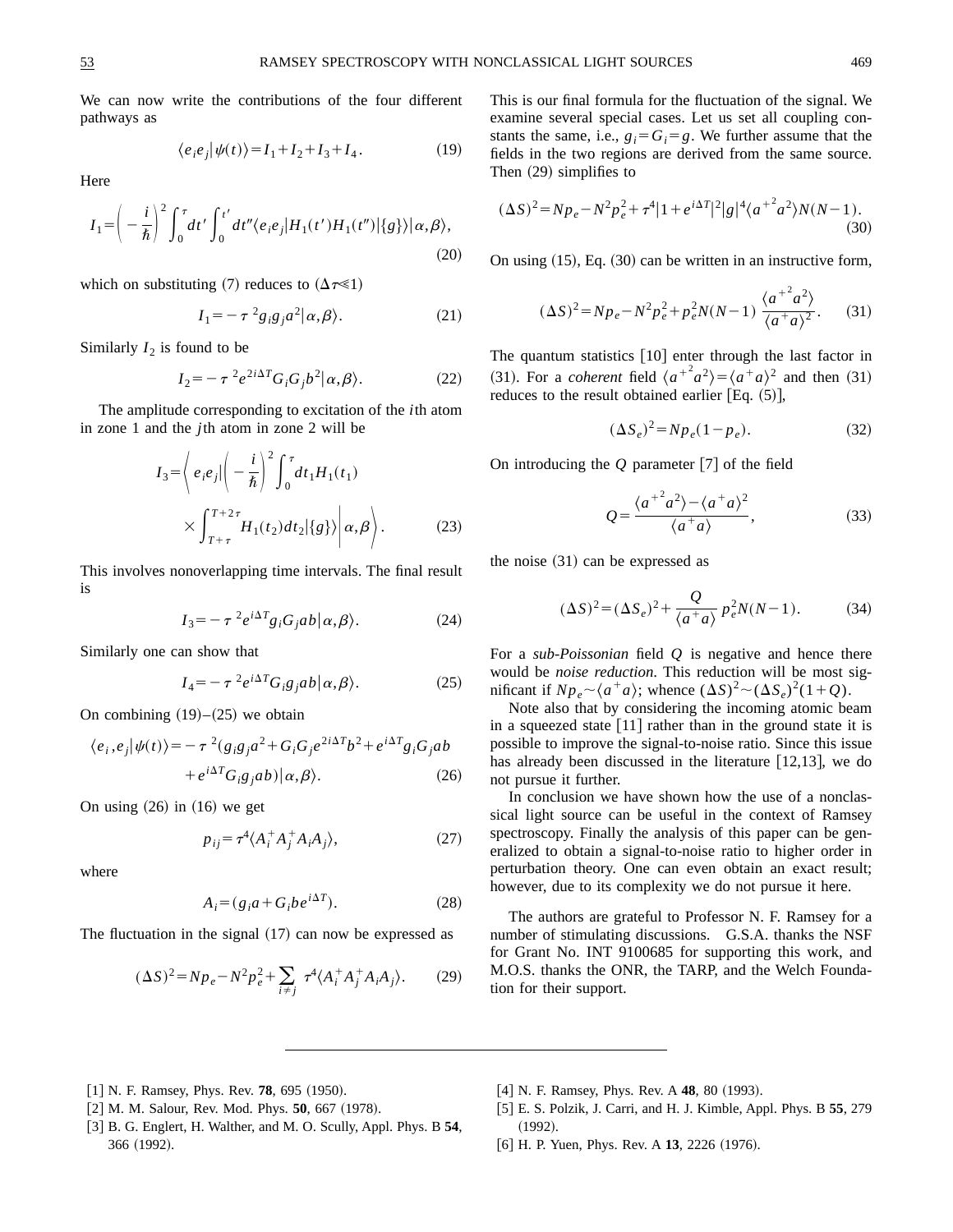We can now write the contributions of the four different pathways as

$$\langle e_i e_j | \psi(t) \rangle = I_1 + I_2 + I_3 + I_4 . \tag{19}$$

Here

$$I_1 = \left( -\frac{i}{\hbar} \right)^2 \int_0^\tau dt' \int_0^{t'} dt'' \langle e_i e_j | H_1(t') H_1(t'') | \{g\} \rangle | \alpha, \beta \rangle, \tag{20}$$

which on substituting (7) reduces to ($\Delta\tau \ll 1$)

$$I_1 = -\tau^{\,2} g_i g_j a^2 | \alpha, \beta \rangle . \tag{21}$$

Similarly $I_2$ is found to be

$$I_2 = -\tau^{\,2} e^{2i\Delta T} G_i G_j b^2 | \alpha, \beta \rangle . \tag{22}$$

The amplitude corresponding to excitation of the $i$th atom in zone 1 and the $j$th atom in zone 2 will be

$$I_3 = \left\langle e_i e_j \left| \left( -\frac{i}{\hbar} \right)^2 \int_0^\tau dt_1 H_1(t_1) \times \int_{T+\tau}^{T+2\tau} H_1(t_2) dt_2 | \{g\} \rangle \right| \alpha, \beta \right\rangle . \tag{23}$$

This involves nonoverlapping time intervals. The final result is

$$I_3 = -\tau^{\,2} e^{i\Delta T} g_i G_j ab | \alpha, \beta \rangle . \tag{24}$$

Similarly one can show that

$$I_4 = -\tau^{\,2} e^{i\Delta T} G_i g_j ab | \alpha, \beta \rangle . \tag{25}$$

On combining (19)–(25) we obtain

$$\langle e_i , e_j | \psi(t) \rangle = -\tau^{\,2} (g_i g_j a^2 + G_i G_j e^{2i\Delta T} b^2 + e^{i\Delta T} g_i G_j ab + e^{i\Delta T} G_i g_j ab) | \alpha, \beta \rangle . \tag{26}$$

On using (26) in (16) we get

$$p_{ij} = \tau^4 \langle A_i^+ A_j^+ A_i A_j \rangle , \tag{27}$$

where

$$A_i = (g_i a + G_i b e^{i\Delta T}). \tag{28}$$

The fluctuation in the signal (17) can now be expressed as

$$(\Delta S)^2 = N p_e - N^2 p_e^2 + \sum_{i \neq j} \tau^4 \langle A_i^+ A_j^+ A_i A_j \rangle . \tag{29}$$

This is our final formula for the fluctuation of the signal. We examine several special cases. Let us set all coupling constants the same, i.e., $g_i = G_i = g$. We further assume that the fields in the two regions are derived from the same source. Then (29) simplifies to

$$(\Delta S)^2 = N p_e - N^2 p_e^2 + \tau^4 | 1 + e^{i\Delta T} |^2 | g |^4 \langle a^{+2} a^2 \rangle N(N-1). \tag{30}$$

On using (15), Eq. (30) can be written in an instructive form,

$$(\Delta S)^2 = N p_e - N^2 p_e^2 + p_e^2 N(N-1) \frac{\langle a^{+2} a^2 \rangle}{\langle a^+ a \rangle^2} . \tag{31}$$

The quantum statistics [10] enter through the last factor in (31). For a *coherent* field $\langle a^{+2} a^2 \rangle = \langle a^+ a \rangle^2$ and then (31) reduces to the result obtained earlier [Eq. (5)],

$$(\Delta S_e)^2 = N p_e (1 - p_e). \tag{32}$$

On introducing the $Q$ parameter [7] of the field

$$Q = \frac{\langle a^{+2} a^2 \rangle - \langle a^+ a \rangle^2}{\langle a^+ a \rangle} , \tag{33}$$

the noise (31) can be expressed as

$$(\Delta S)^2 = (\Delta S_e)^2 + \frac{Q}{\langle a^+ a \rangle} p_e^2 N(N-1). \tag{34}$$

For a *sub-Poissonian* field $Q$ is negative and hence there would be *noise reduction*. This reduction will be most significant if $N p_e \sim \langle a^+ a \rangle$; whence $(\Delta S)^2 \sim (\Delta S_e)^2 (1+Q)$.

Note also that by considering the incoming atomic beam in a squeezed state [11] rather than in the ground state it is possible to improve the signal-to-noise ratio. Since this issue has already been discussed in the literature [12,13], we do not pursue it further.

In conclusion we have shown how the use of a nonclassical light source can be useful in the context of Ramsey spectroscopy. Finally the analysis of this paper can be generalized to obtain a signal-to-noise ratio to higher order in perturbation theory. One can even obtain an exact result; however, due to its complexity we do not pursue it here.

The authors are grateful to Professor N. F. Ramsey for a number of stimulating discussions. G.S.A. thanks the NSF for Grant No. INT 9100685 for supporting this work, and M.O.S. thanks the ONR, the TARP, and the Welch Foundation for their support.

---

[1] N. F. Ramsey, Phys. Rev. **78**, 695 (1950).

[2] M. M. Salour, Rev. Mod. Phys. **50**, 667 (1978).

[3] B. G. Englert, H. Walther, and M. O. Scully, Appl. Phys. B **54**, 366 (1992).

[4] N. F. Ramsey, Phys. Rev. A **48**, 80 (1993).

[5] E. S. Polzik, J. Carri, and H. J. Kimble, Appl. Phys. B **55**, 279 (1992).

[6] H. P. Yuen, Phys. Rev. A **13**, 2226 (1976).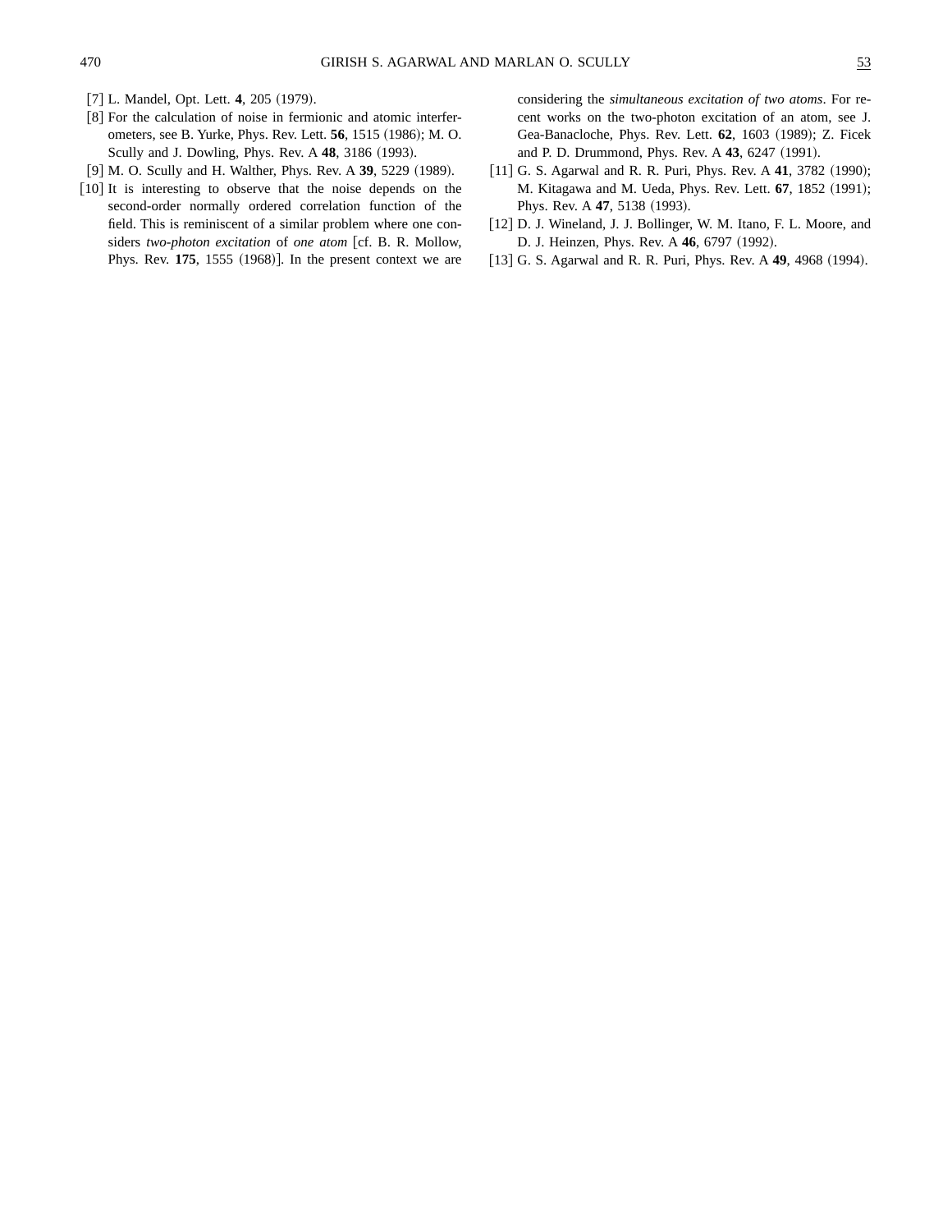[7] L. Mandel, Opt. Lett. **4**, 205 (1979).

[8] For the calculation of noise in fermionic and atomic interferometers, see B. Yurke, Phys. Rev. Lett. **56**, 1515 (1986); M. O. Scully and J. Dowling, Phys. Rev. A **48**, 3186 (1993).

[9] M. O. Scully and H. Walther, Phys. Rev. A **39**, 5229 (1989).

[10] It is interesting to observe that the noise depends on the second-order normally ordered correlation function of the field. This is reminiscent of a similar problem where one considers *two-photon excitation* of *one atom* [cf. B. R. Mollow, Phys. Rev. **175**, 1555 (1968)]. In the present context we are considering the *simultaneous excitation of two atoms*. For recent works on the two-photon excitation of an atom, see J. Gea-Banacloche, Phys. Rev. Lett. **62**, 1603 (1989); Z. Ficek and P. D. Drummond, Phys. Rev. A **43**, 6247 (1991).

[11] G. S. Agarwal and R. R. Puri, Phys. Rev. A **41**, 3782 (1990); M. Kitagawa and M. Ueda, Phys. Rev. Lett. **67**, 1852 (1991); Phys. Rev. A **47**, 5138 (1993).

[12] D. J. Wineland, J. J. Bollinger, W. M. Itano, F. L. Moore, and D. J. Heinzen, Phys. Rev. A **46**, 6797 (1992).

[13] G. S. Agarwal and R. R. Puri, Phys. Rev. A **49**, 4968 (1994).